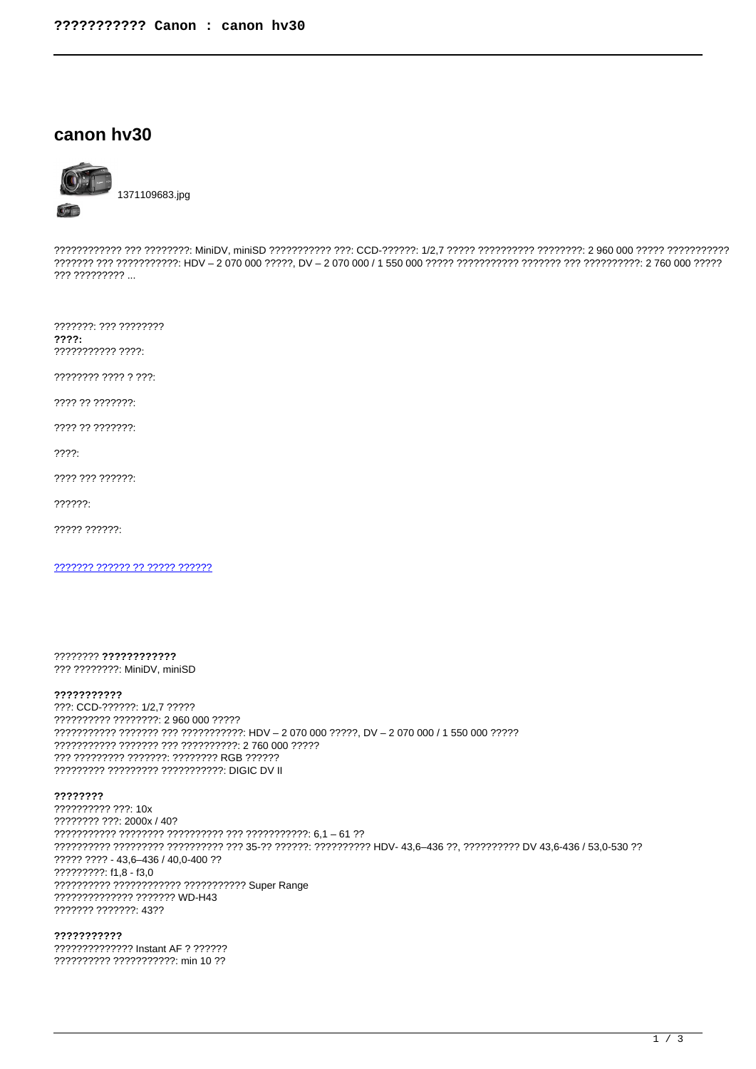# canon hv30

1371109683.jpg

???????????? ??? ????????: MiniDV, miniSD ??????????? ???: CCD-??????: 1/2,7 ????? ?????????? ????????: 2 960 000 ????? ??????????? ??????? ??? ???????????: HDV – 2 070 000 ?????, DV – 2 070 000 / 1 550 000 ????? ??????????? ??????? ??? ??????????: 2 760 000 ????? ??? ????????? ...

???????: ??? ????????

**????:**

??????????? ????:

???????? ???? ? ???:

???? ?? ???????:

???? ?? ???????:

????:

???? ??? ??????:

??????:

????? ??????:

[??????? ?????? ?? ????? ??????]()

???????? **????????????**

??? ????????: MiniDV, miniSD

**???????????**

???: CCD-??????: 1/2,7 ?????

?????????? ????????: 2 960 000 ?????

??????????? ??????? ??? ???????????: HDV – 2 070 000 ?????, DV – 2 070 000 / 1 550 000 ?????

??????????? ??????? ??? ??????????: 2 760 000 ?????

??? ????????? ???????: ???????? RGB ??????

????????? ????????? ???????????: DIGIC DV II

**????????**

?????????? ???: 10x

???????? ???: 2000x / 40?

??????????? ???????? ?????????? ??? ???????????: 6,1 – 61 ??

?????????? ????????? ?????????? ??? 35-?? ??????: ?????????? HDV- 43,6–436 ??, ?????????? DV 43,6-436 / 53,0-530 ??

????? ???? - 43,6–436 / 40,0-400 ??

?????????: f1,8 - f3,0

?????????? ???????????? ??????????? Super Range

?????????????? ??????? WD-H43

??????? ???????: 43??

**???????????**

?????????????? Instant AF ? ??????

?????????? ???????????: min 10 ??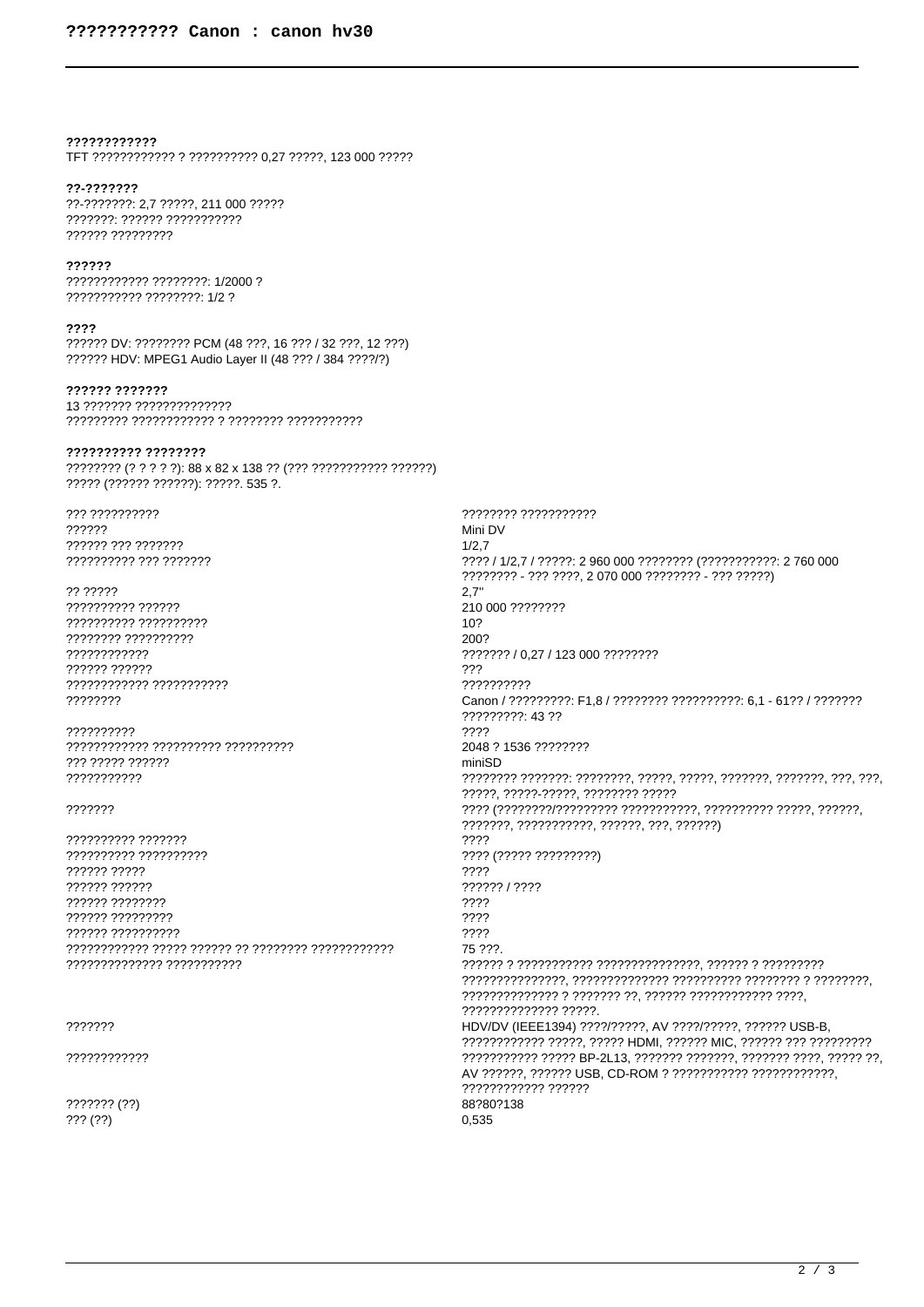**????????????**

TFT ???????????? ? ?????????? 0,27 ?????, 123 000 ?????

**??-???????**

??-???????: 2,7 ?????, 211 000 ?????
???????: ?????? ???????????
?????? ?????????

**??????**

???????????? ????????: 1/2000 ?
??????????? ????????: 1/2 ?

**????**

?????? DV: ???????? PCM (48 ???, 16 ??? / 32 ???, 12 ???)
?????? HDV: MPEG1 Audio Layer II (48 ??? / 384 ????/?)

**?????? ???????**

13 ??????? ??????????????
????????? ???????????? ? ???????? ???????????

**?????????? ????????**

???????? (? ? ? ? ?): 88 x 82 x 138 ?? (??? ??????????? ??????)
????? (?????? ??????): ?????. 535 ?.

| | |
|---|---|
| ??? ?????????? | ???????? ??????????? |
| ?????? | Mini DV |
| ?????? ??? ??????? | 1/2,7 |
| ?????????? ??? ??????? | ???? / 1/2,7 / ?????: 2 960 000 ???????? (???????????: 2 760 000 ???????? - ??? ????, 2 070 000 ???????? - ??? ?????) |
| ?? ????? | 2,7" |
| ?????????? ?????? | 210 000 ???????? |
| ?????????? ?????????? | 10? |
| ???????? ?????????? | 200? |
| ???????????? | ??????? / 0,27 / 123 000 ???????? |
| ?????? ?????? | ??? |
| ???????????? ??????????? | ?????????? |
| ???????? | Canon / ?????????: F1,8 / ???????? ??????????: 6,1 - 61?? / ??????? ?????????: 43 ?? |
| ?????????? | ???? |
| ???????????? ?????????? ?????????? | 2048 ? 1536 ???????? |
| ??? ????? ?????? | miniSD |
| ??????????? | ???????? ???????: ????????, ?????, ?????, ???????, ???????, ???, ???, ?????, ?????-?????, ???????? ????? |
| ??????? | ???? (????????/????????? ???????????, ?????????? ?????, ??????, ???????, ???????????, ??????, ???, ??????) |
| ?????????? ??????? | ???? |
| ?????????? ?????????? | ???? (????? ?????????) |
| ?????? ????? | ???? |
| ?????? ?????? | ?????? / ???? |
| ?????? ???????? | ???? |
| ?????? ????????? | ???? |
| ?????? ?????????? | ???? |
| ???????????? ????? ?????? ?? ???????? ???????????? | 75 ???. |
| ?????????????? ??????????? | ?????? ? ??????????? ???????????????, ?????? ? ????????? ???????????????, ?????????????? ?????????? ???????? ? ????????, ?????????????? ? ??????? ??, ?????? ???????????? ????, ?????????????? ?????. |
| ??????? | HDV/DV (IEEE1394) ????/?????, AV ????/?????, ?????? USB-B, ???????????? ?????, ????? HDMI, ?????? MIC, ?????? ??? ????????? |
| ???????????? | ??????????? ????? BP-2L13, ??????? ???????, ??????? ????, ????? ??, AV ??????, ?????? USB, CD-ROM ? ??????????? ????????????, ???????????? ?????? |
| ??????? (??) | 88?80?138 |
| ??? (??) | 0,535 |